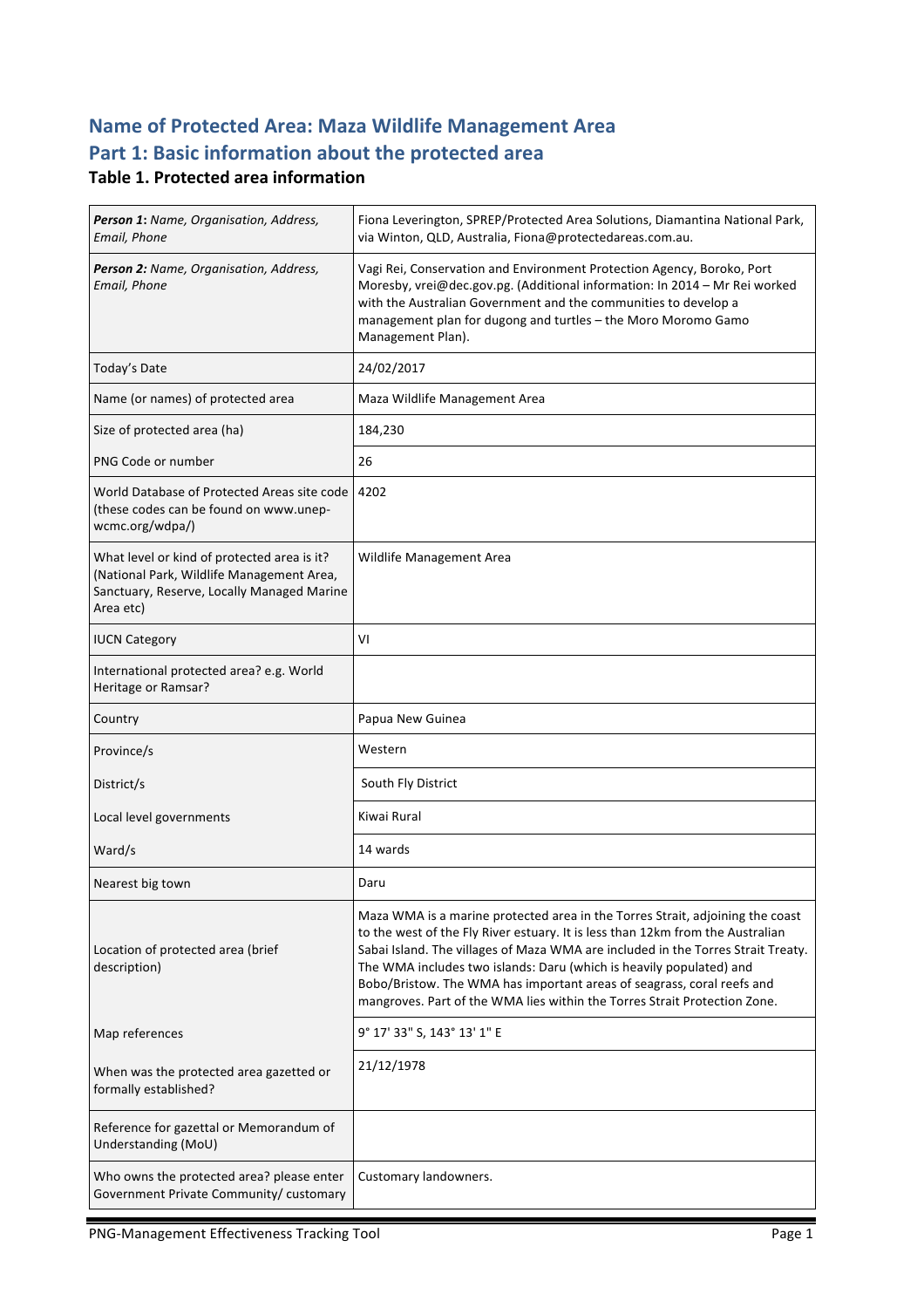# Name of Protected Area: Maza Wildlife Management Area

# Part 1: Basic information about the protected area

### Table 1. Protected area information

| | |
|---|---|
| ***Person 1**: Name, Organisation, Address, Email, Phone* | Fiona Leverington, SPREP/Protected Area Solutions, Diamantina National Park, via Winton, QLD, Australia, Fiona@protectedareas.com.au. |
| ***Person 2**: Name, Organisation, Address, Email, Phone* | Vagi Rei, Conservation and Environment Protection Agency, Boroko, Port Moresby, vrei@dec.gov.pg. (Additional information: In 2014 – Mr Rei worked with the Australian Government and the communities to develop a management plan for dugong and turtles – the Moro Moromo Gamo Management Plan). |
| Today's Date | 24/02/2017 |
| Name (or names) of protected area | Maza Wildlife Management Area |
| Size of protected area (ha) | 184,230 |
| PNG Code or number | 26 |
| World Database of Protected Areas site code (these codes can be found on www.unep-wcmc.org/wdpa/) | 4202 |
| What level or kind of protected area is it? (National Park, Wildlife Management Area, Sanctuary, Reserve, Locally Managed Marine Area etc) | Wildlife Management Area |
| IUCN Category | VI |
| International protected area? e.g. World Heritage or Ramsar? | |
| Country | Papua New Guinea |
| Province/s | Western |
| District/s | South Fly District |
| Local level governments | Kiwai Rural |
| Ward/s | 14 wards |
| Nearest big town | Daru |
| Location of protected area (brief description) | Maza WMA is a marine protected area in the Torres Strait, adjoining the coast to the west of the Fly River estuary. It is less than 12km from the Australian Sabai Island. The villages of Maza WMA are included in the Torres Strait Treaty. The WMA includes two islands: Daru (which is heavily populated) and Bobo/Bristow. The WMA has important areas of seagrass, coral reefs and mangroves. Part of the WMA lies within the Torres Strait Protection Zone. |
| Map references | 9° 17' 33" S, 143° 13' 1" E |
| When was the protected area gazetted or formally established? | 21/12/1978 |
| Reference for gazettal or Memorandum of Understanding (MoU) | |
| Who owns the protected area? please enter Government Private Community/ customary | Customary landowners. |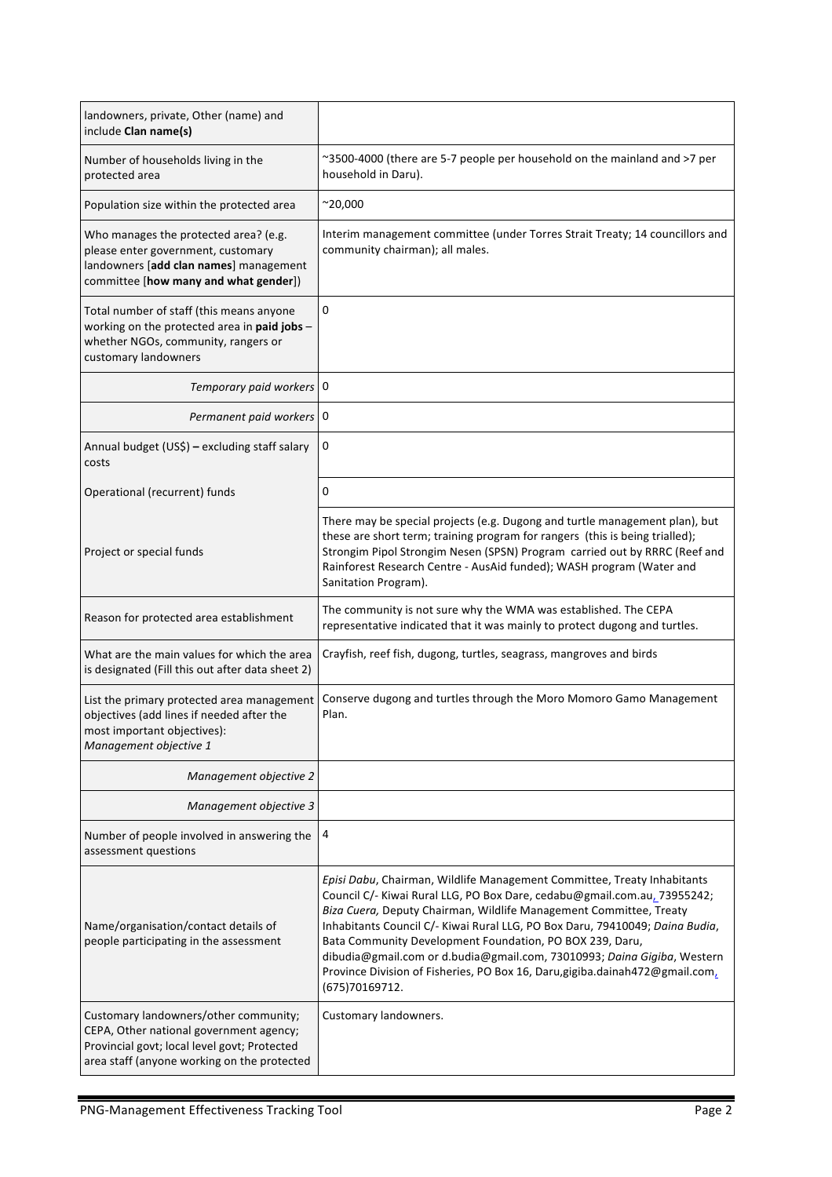| | |
|---|---|
| landowners, private, Other (name) and include **Clan name(s)** | |
| Number of households living in the protected area | ~3500-4000 (there are 5-7 people per household on the mainland and >7 per household in Daru). |
| Population size within the protected area | ~20,000 |
| Who manages the protected area? (e.g. please enter government, customary landowners [**add clan names**] management committee [**how many and what gender**]) | Interim management committee (under Torres Strait Treaty; 14 councillors and community chairman); all males. |
| Total number of staff (this means anyone working on the protected area in **paid jobs** – whether NGOs, community, rangers or customary landowners | 0 |
| *Temporary paid workers* | 0 |
| *Permanent paid workers* | 0 |
| Annual budget (US$) **–** excluding staff salary costs | 0 |
| Operational (recurrent) funds | 0 |
| Project or special funds | There may be special projects (e.g. Dugong and turtle management plan), but these are short term; training program for rangers (this is being trialled); Strongim Pipol Strongim Nesen (SPSN) Program carried out by RRRC (Reef and Rainforest Research Centre - AusAid funded); WASH program (Water and Sanitation Program). |
| Reason for protected area establishment | The community is not sure why the WMA was established. The CEPA representative indicated that it was mainly to protect dugong and turtles. |
| What are the main values for which the area is designated (Fill this out after data sheet 2) | Crayfish, reef fish, dugong, turtles, seagrass, mangroves and birds |
| List the primary protected area management objectives (add lines if needed after the most important objectives): *Management objective 1* | Conserve dugong and turtles through the Moro Momoro Gamo Management Plan. |
| *Management objective 2* | |
| *Management objective 3* | |
| Number of people involved in answering the assessment questions | 4 |
| Name/organisation/contact details of people participating in the assessment | *Episi Dabu*, Chairman, Wildlife Management Committee, Treaty Inhabitants Council C/- Kiwai Rural LLG, PO Box Dare, cedabu@gmail.com.au, 73955242; *Biza Cuera,* Deputy Chairman, Wildlife Management Committee, Treaty Inhabitants Council C/- Kiwai Rural LLG, PO Box Daru, 79410049; *Daina Budia*, Bata Community Development Foundation, PO BOX 239, Daru, dibudia@gmail.com or d.budia@gmail.com, 73010993; *Daina Gigiba*, Western Province Division of Fisheries, PO Box 16, Daru,gigiba.dainah472@gmail.com, (675)70169712. |
| Customary landowners/other community; CEPA, Other national government agency; Provincial govt; local level govt; Protected area staff (anyone working on the protected | Customary landowners. |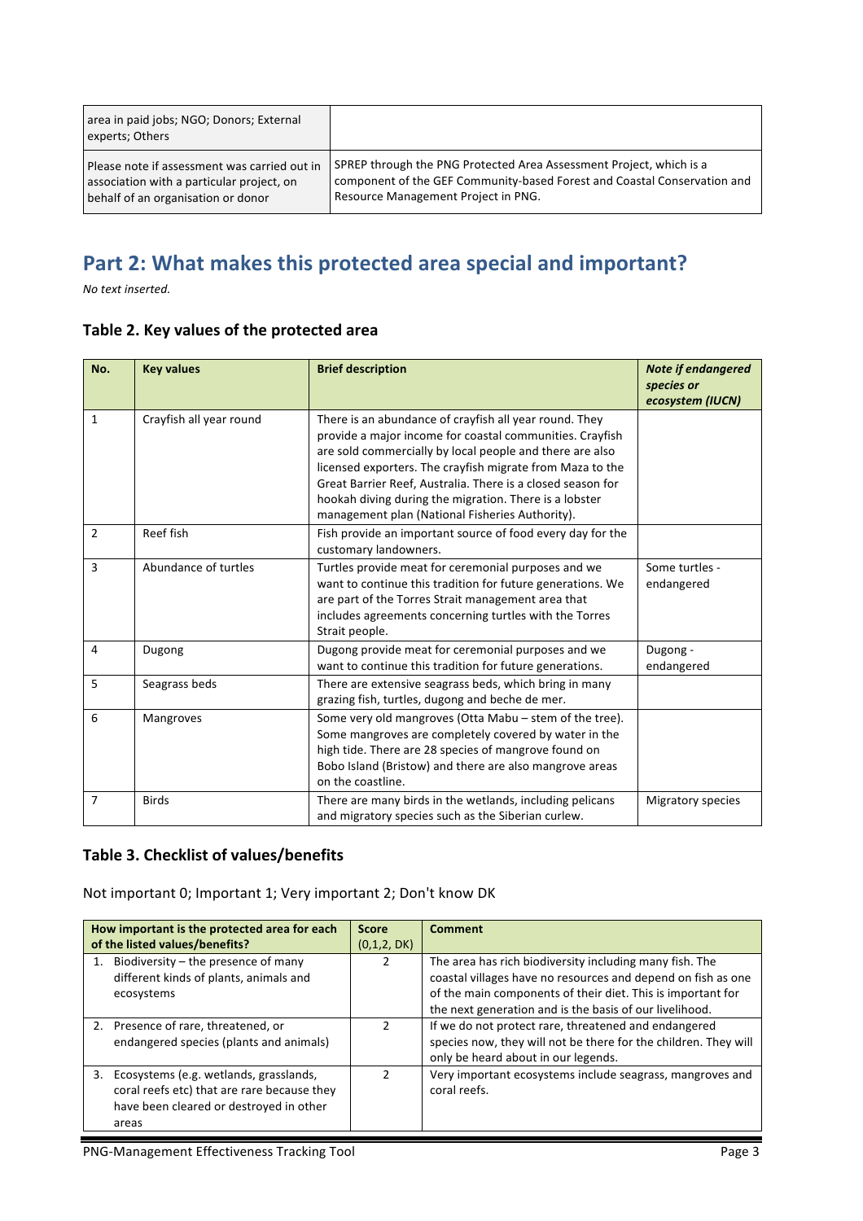| area in paid jobs; NGO; Donors; External experts; Others | |
|---|---|
| Please note if assessment was carried out in association with a particular project, on behalf of an organisation or donor | SPREP through the PNG Protected Area Assessment Project, which is a component of the GEF Community-based Forest and Coastal Conservation and Resource Management Project in PNG. |

## Part 2: What makes this protected area special and important?

*No text inserted.*

### Table 2. Key values of the protected area

| No. | Key values | Brief description | *Note if endangered species or ecosystem (IUCN)* |
|---|---|---|---|
| 1 | Crayfish all year round | There is an abundance of crayfish all year round. They provide a major income for coastal communities. Crayfish are sold commercially by local people and there are also licensed exporters. The crayfish migrate from Maza to the Great Barrier Reef, Australia. There is a closed season for hookah diving during the migration. There is a lobster management plan (National Fisheries Authority). | |
| 2 | Reef fish | Fish provide an important source of food every day for the customary landowners. | |
| 3 | Abundance of turtles | Turtles provide meat for ceremonial purposes and we want to continue this tradition for future generations. We are part of the Torres Strait management area that includes agreements concerning turtles with the Torres Strait people. | Some turtles - endangered |
| 4 | Dugong | Dugong provide meat for ceremonial purposes and we want to continue this tradition for future generations. | Dugong - endangered |
| 5 | Seagrass beds | There are extensive seagrass beds, which bring in many grazing fish, turtles, dugong and beche de mer. | |
| 6 | Mangroves | Some very old mangroves (Otta Mabu – stem of the tree). Some mangroves are completely covered by water in the high tide. There are 28 species of mangrove found on Bobo Island (Bristow) and there are also mangrove areas on the coastline. | |
| 7 | Birds | There are many birds in the wetlands, including pelicans and migratory species such as the Siberian curlew. | Migratory species |

### Table 3. Checklist of values/benefits

Not important 0; Important 1; Very important 2; Don't know DK

| How important is the protected area for each of the listed values/benefits? | Score (0,1,2, DK) | Comment |
|---|---|---|
| 1. Biodiversity – the presence of many different kinds of plants, animals and ecosystems | 2 | The area has rich biodiversity including many fish. The coastal villages have no resources and depend on fish as one of the main components of their diet. This is important for the next generation and is the basis of our livelihood. |
| 2. Presence of rare, threatened, or endangered species (plants and animals) | 2 | If we do not protect rare, threatened and endangered species now, they will not be there for the children. They will only be heard about in our legends. |
| 3. Ecosystems (e.g. wetlands, grasslands, coral reefs etc) that are rare because they have been cleared or destroyed in other areas | 2 | Very important ecosystems include seagrass, mangroves and coral reefs. |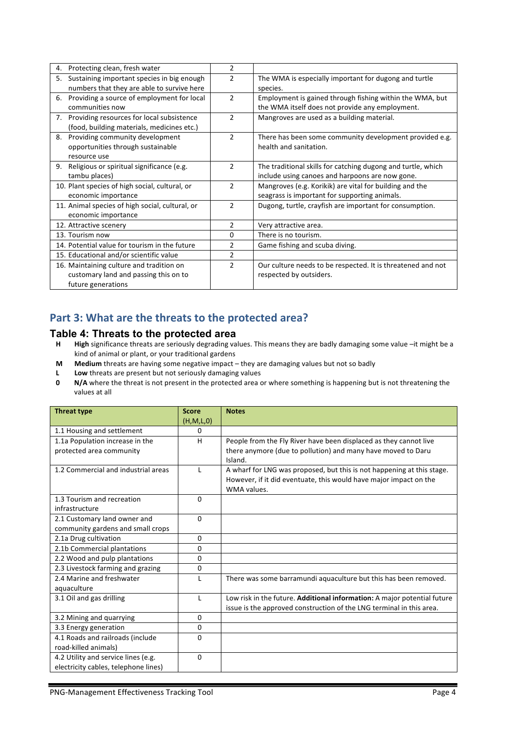| | | |
|---|---|---|
| 4. Protecting clean, fresh water | 2 | |
| 5. Sustaining important species in big enough numbers that they are able to survive here | 2 | The WMA is especially important for dugong and turtle species. |
| 6. Providing a source of employment for local communities now | 2 | Employment is gained through fishing within the WMA, but the WMA itself does not provide any employment. |
| 7. Providing resources for local subsistence (food, building materials, medicines etc.) | 2 | Mangroves are used as a building material. |
| 8. Providing community development opportunities through sustainable resource use | 2 | There has been some community development provided e.g. health and sanitation. |
| 9. Religious or spiritual significance (e.g. tambu places) | 2 | The traditional skills for catching dugong and turtle, which include using canoes and harpoons are now gone. |
| 10. Plant species of high social, cultural, or economic importance | 2 | Mangroves (e.g. Korikik) are vital for building and the seagrass is important for supporting animals. |
| 11. Animal species of high social, cultural, or economic importance | 2 | Dugong, turtle, crayfish are important for consumption. |
| 12. Attractive scenery | 2 | Very attractive area. |
| 13. Tourism now | 0 | There is no tourism. |
| 14. Potential value for tourism in the future | 2 | Game fishing and scuba diving. |
| 15. Educational and/or scientific value | 2 | |
| 16. Maintaining culture and tradition on customary land and passing this on to future generations | 2 | Our culture needs to be respected. It is threatened and not respected by outsiders. |

## Part 3: What are the threats to the protected area?

### Table 4: Threats to the protected area

**H** **High** significance threats are seriously degrading values. This means they are badly damaging some value –it might be a kind of animal or plant, or your traditional gardens

**M** **Medium** threats are having some negative impact – they are damaging values but not so badly

**L** **Low** threats are present but not seriously damaging values

**0** **N/A** where the threat is not present in the protected area or where something is happening but is not threatening the values at all

| Threat type | Score (H,M,L,0) | Notes |
|---|---|---|
| 1.1 Housing and settlement | 0 | |
| 1.1a Population increase in the protected area community | H | People from the Fly River have been displaced as they cannot live there anymore (due to pollution) and many have moved to Daru Island. |
| 1.2 Commercial and industrial areas | L | A wharf for LNG was proposed, but this is not happening at this stage. However, if it did eventuate, this would have major impact on the WMA values. |
| 1.3 Tourism and recreation infrastructure | 0 | |
| 2.1 Customary land owner and community gardens and small crops | 0 | |
| 2.1a Drug cultivation | 0 | |
| 2.1b Commercial plantations | 0 | |
| 2.2 Wood and pulp plantations | 0 | |
| 2.3 Livestock farming and grazing | 0 | |
| 2.4 Marine and freshwater aquaculture | L | There was some barramundi aquaculture but this has been removed. |
| 3.1 Oil and gas drilling | L | Low risk in the future. **Additional information:** A major potential future issue is the approved construction of the LNG terminal in this area. |
| 3.2 Mining and quarrying | 0 | |
| 3.3 Energy generation | 0 | |
| 4.1 Roads and railroads (include road-killed animals) | 0 | |
| 4.2 Utility and service lines (e.g. electricity cables, telephone lines) | 0 | |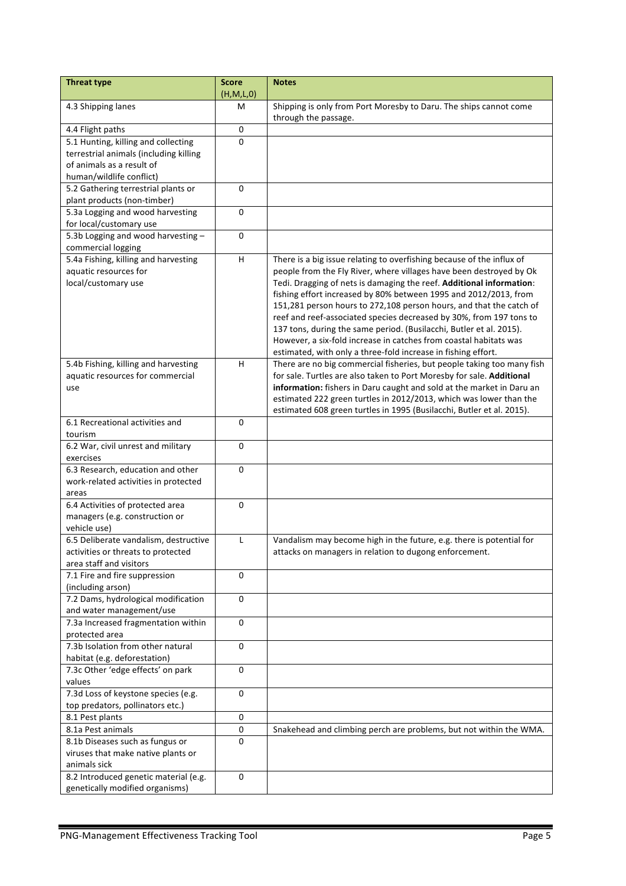| Threat type | Score (H,M,L,0) | Notes |
|---|---|---|
| 4.3 Shipping lanes | M | Shipping is only from Port Moresby to Daru. The ships cannot come through the passage. |
| 4.4 Flight paths | 0 | |
| 5.1 Hunting, killing and collecting terrestrial animals (including killing of animals as a result of human/wildlife conflict) | 0 | |
| 5.2 Gathering terrestrial plants or plant products (non-timber) | 0 | |
| 5.3a Logging and wood harvesting for local/customary use | 0 | |
| 5.3b Logging and wood harvesting – commercial logging | 0 | |
| 5.4a Fishing, killing and harvesting aquatic resources for local/customary use | H | There is a big issue relating to overfishing because of the influx of people from the Fly River, where villages have been destroyed by Ok Tedi. Dragging of nets is damaging the reef. **Additional information**: fishing effort increased by 80% between 1995 and 2012/2013, from 151,281 person hours to 272,108 person hours, and that the catch of reef and reef-associated species decreased by 30%, from 197 tons to 137 tons, during the same period. (Busilacchi, Butler et al. 2015). However, a six-fold increase in catches from coastal habitats was estimated, with only a three-fold increase in fishing effort. |
| 5.4b Fishing, killing and harvesting aquatic resources for commercial use | H | There are no big commercial fisheries, but people taking too many fish for sale. Turtles are also taken to Port Moresby for sale. **Additional information:** fishers in Daru caught and sold at the market in Daru an estimated 222 green turtles in 2012/2013, which was lower than the estimated 608 green turtles in 1995 (Busilacchi, Butler et al. 2015). |
| 6.1 Recreational activities and tourism | 0 | |
| 6.2 War, civil unrest and military exercises | 0 | |
| 6.3 Research, education and other work-related activities in protected areas | 0 | |
| 6.4 Activities of protected area managers (e.g. construction or vehicle use) | 0 | |
| 6.5 Deliberate vandalism, destructive activities or threats to protected area staff and visitors | L | Vandalism may become high in the future, e.g. there is potential for attacks on managers in relation to dugong enforcement. |
| 7.1 Fire and fire suppression (including arson) | 0 | |
| 7.2 Dams, hydrological modification and water management/use | 0 | |
| 7.3a Increased fragmentation within protected area | 0 | |
| 7.3b Isolation from other natural habitat (e.g. deforestation) | 0 | |
| 7.3c Other 'edge effects' on park values | 0 | |
| 7.3d Loss of keystone species (e.g. top predators, pollinators etc.) | 0 | |
| 8.1 Pest plants | 0 | |
| 8.1a Pest animals | 0 | Snakehead and climbing perch are problems, but not within the WMA. |
| 8.1b Diseases such as fungus or viruses that make native plants or animals sick | 0 | |
| 8.2 Introduced genetic material (e.g. genetically modified organisms) | 0 | |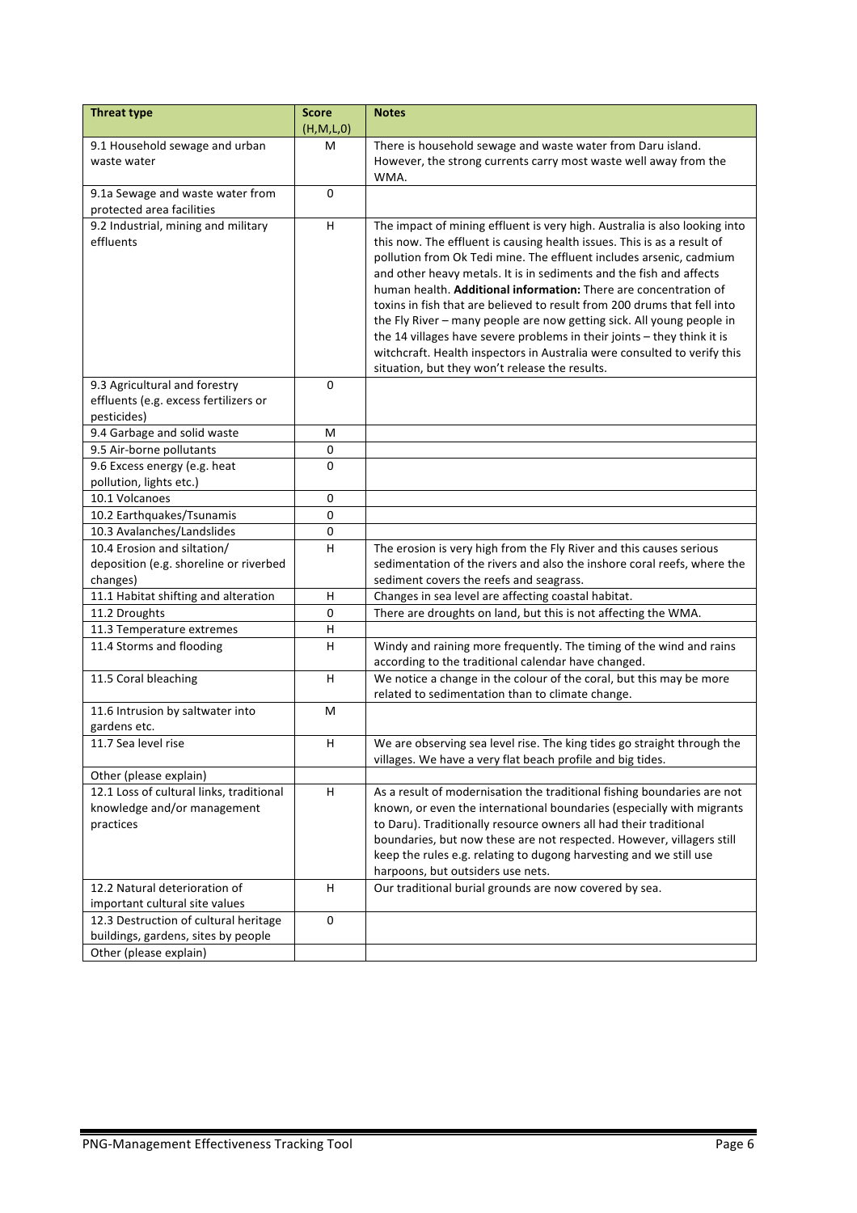| Threat type | Score (H,M,L,0) | Notes |
|---|---|---|
| 9.1 Household sewage and urban waste water | M | There is household sewage and waste water from Daru island. However, the strong currents carry most waste well away from the WMA. |
| 9.1a Sewage and waste water from protected area facilities | 0 | |
| 9.2 Industrial, mining and military effluents | H | The impact of mining effluent is very high. Australia is also looking into this now. The effluent is causing health issues. This is as a result of pollution from Ok Tedi mine. The effluent includes arsenic, cadmium and other heavy metals. It is in sediments and the fish and affects human health. **Additional information:** There are concentration of toxins in fish that are believed to result from 200 drums that fell into the Fly River – many people are now getting sick. All young people in the 14 villages have severe problems in their joints – they think it is witchcraft. Health inspectors in Australia were consulted to verify this situation, but they won't release the results. |
| 9.3 Agricultural and forestry effluents (e.g. excess fertilizers or pesticides) | 0 | |
| 9.4 Garbage and solid waste | M | |
| 9.5 Air-borne pollutants | 0 | |
| 9.6 Excess energy (e.g. heat pollution, lights etc.) | 0 | |
| 10.1 Volcanoes | 0 | |
| 10.2 Earthquakes/Tsunamis | 0 | |
| 10.3 Avalanches/Landslides | 0 | |
| 10.4 Erosion and siltation/ deposition (e.g. shoreline or riverbed changes) | H | The erosion is very high from the Fly River and this causes serious sedimentation of the rivers and also the inshore coral reefs, where the sediment covers the reefs and seagrass. |
| 11.1 Habitat shifting and alteration | H | Changes in sea level are affecting coastal habitat. |
| 11.2 Droughts | 0 | There are droughts on land, but this is not affecting the WMA. |
| 11.3 Temperature extremes | H | |
| 11.4 Storms and flooding | H | Windy and raining more frequently. The timing of the wind and rains according to the traditional calendar have changed. |
| 11.5 Coral bleaching | H | We notice a change in the colour of the coral, but this may be more related to sedimentation than to climate change. |
| 11.6 Intrusion by saltwater into gardens etc. | M | |
| 11.7 Sea level rise | H | We are observing sea level rise. The king tides go straight through the villages. We have a very flat beach profile and big tides. |
| Other (please explain) | | |
| 12.1 Loss of cultural links, traditional knowledge and/or management practices | H | As a result of modernisation the traditional fishing boundaries are not known, or even the international boundaries (especially with migrants to Daru). Traditionally resource owners all had their traditional boundaries, but now these are not respected. However, villagers still keep the rules e.g. relating to dugong harvesting and we still use harpoons, but outsiders use nets. |
| 12.2 Natural deterioration of important cultural site values | H | Our traditional burial grounds are now covered by sea. |
| 12.3 Destruction of cultural heritage buildings, gardens, sites by people | 0 | |
| Other (please explain) | | |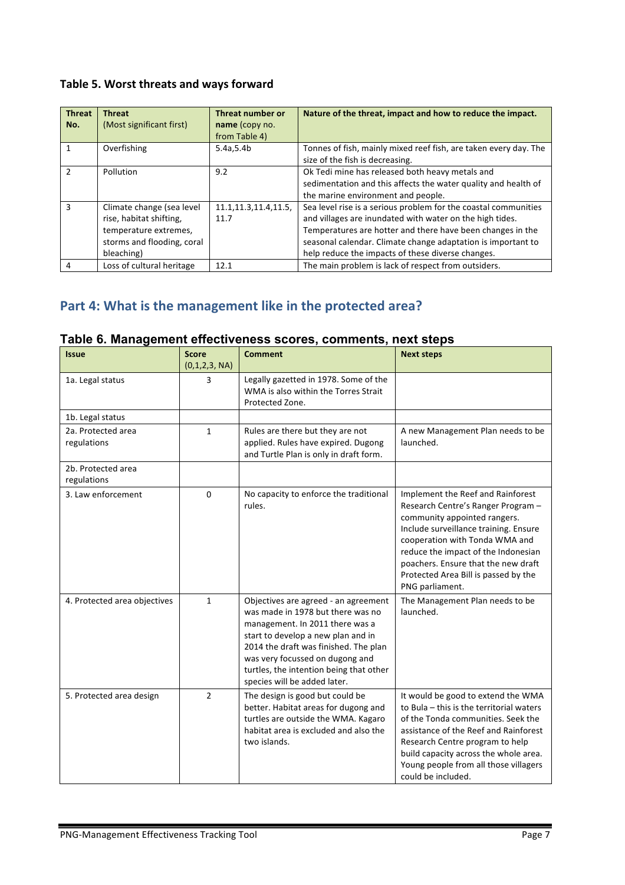**Table 5. Worst threats and ways forward**

| Threat No. | Threat (Most significant first) | Threat number or name (copy no. from Table 4) | Nature of the threat, impact and how to reduce the impact. |
|---|---|---|---|
| 1 | Overfishing | 5.4a,5.4b | Tonnes of fish, mainly mixed reef fish, are taken every day. The size of the fish is decreasing. |
| 2 | Pollution | 9.2 | Ok Tedi mine has released both heavy metals and sedimentation and this affects the water quality and health of the marine environment and people. |
| 3 | Climate change (sea level rise, habitat shifting, temperature extremes, storms and flooding, coral bleaching) | 11.1,11.3,11.4,11.5, 11.7 | Sea level rise is a serious problem for the coastal communities and villages are inundated with water on the high tides. Temperatures are hotter and there have been changes in the seasonal calendar. Climate change adaptation is important to help reduce the impacts of these diverse changes. |
| 4 | Loss of cultural heritage | 12.1 | The main problem is lack of respect from outsiders. |

## Part 4: What is the management like in the protected area?

**Table 6. Management effectiveness scores, comments, next steps**

| Issue | Score (0,1,2,3, NA) | Comment | Next steps |
|---|---|---|---|
| 1a. Legal status | 3 | Legally gazetted in 1978. Some of the WMA is also within the Torres Strait Protected Zone. | |
| 1b. Legal status | | | |
| 2a. Protected area regulations | 1 | Rules are there but they are not applied. Rules have expired. Dugong and Turtle Plan is only in draft form. | A new Management Plan needs to be launched. |
| 2b. Protected area regulations | | | |
| 3. Law enforcement | 0 | No capacity to enforce the traditional rules. | Implement the Reef and Rainforest Research Centre's Ranger Program – community appointed rangers. Include surveillance training. Ensure cooperation with Tonda WMA and reduce the impact of the Indonesian poachers. Ensure that the new draft Protected Area Bill is passed by the PNG parliament. |
| 4. Protected area objectives | 1 | Objectives are agreed - an agreement was made in 1978 but there was no management. In 2011 there was a start to develop a new plan and in 2014 the draft was finished. The plan was very focussed on dugong and turtles, the intention being that other species will be added later. | The Management Plan needs to be launched. |
| 5. Protected area design | 2 | The design is good but could be better. Habitat areas for dugong and turtles are outside the WMA. Kagaro habitat area is excluded and also the two islands. | It would be good to extend the WMA to Bula – this is the territorial waters of the Tonda communities. Seek the assistance of the Reef and Rainforest Research Centre program to help build capacity across the whole area. Young people from all those villagers could be included. |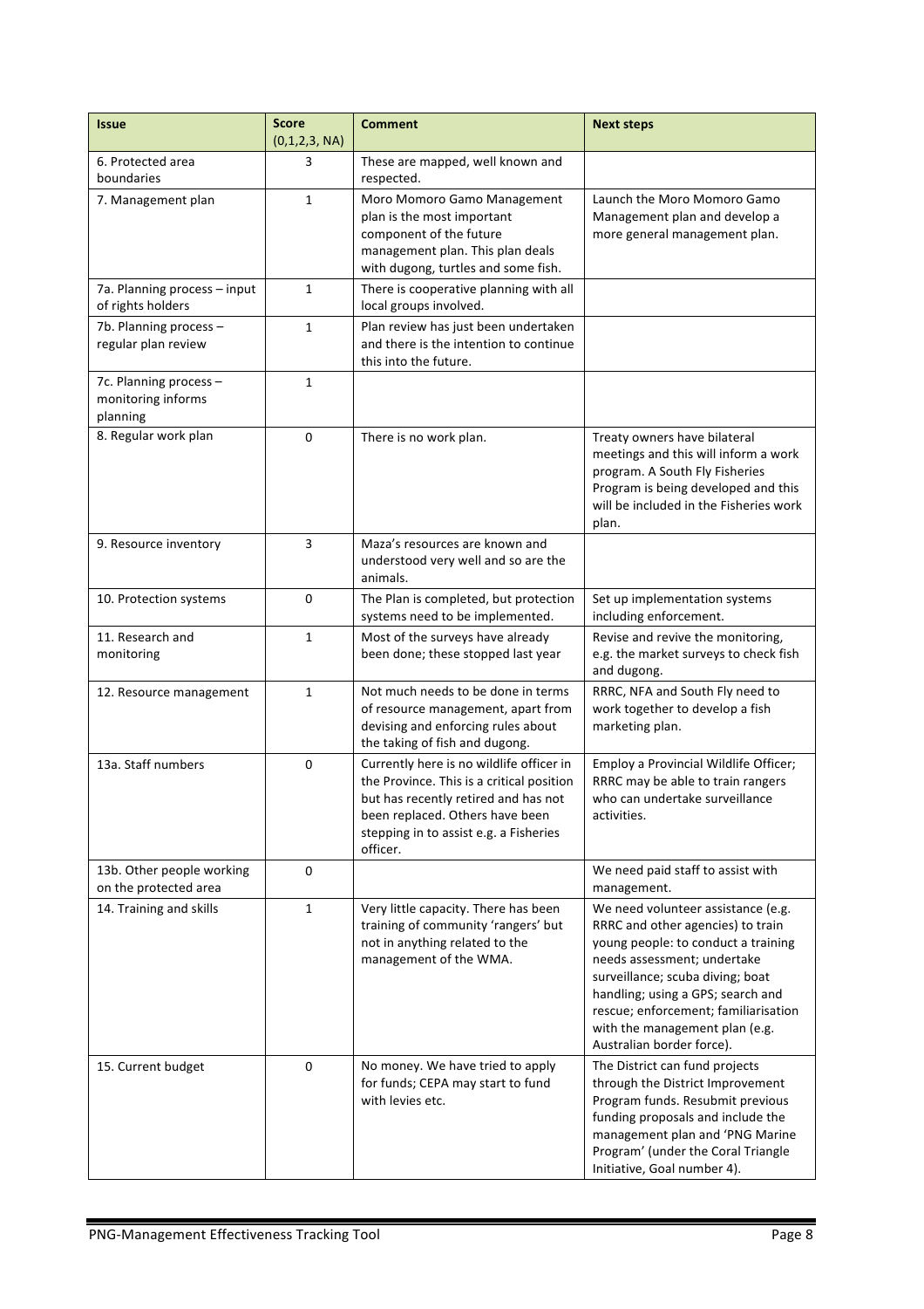| Issue | Score (0,1,2,3, NA) | Comment | Next steps |
|---|---|---|---|
| 6. Protected area boundaries | 3 | These are mapped, well known and respected. | |
| 7. Management plan | 1 | Moro Momoro Gamo Management plan is the most important component of the future management plan. This plan deals with dugong, turtles and some fish. | Launch the Moro Momoro Gamo Management plan and develop a more general management plan. |
| 7a. Planning process – input of rights holders | 1 | There is cooperative planning with all local groups involved. | |
| 7b. Planning process – regular plan review | 1 | Plan review has just been undertaken and there is the intention to continue this into the future. | |
| 7c. Planning process – monitoring informs planning | 1 | | |
| 8. Regular work plan | 0 | There is no work plan. | Treaty owners have bilateral meetings and this will inform a work program. A South Fly Fisheries Program is being developed and this will be included in the Fisheries work plan. |
| 9. Resource inventory | 3 | Maza's resources are known and understood very well and so are the animals. | |
| 10. Protection systems | 0 | The Plan is completed, but protection systems need to be implemented. | Set up implementation systems including enforcement. |
| 11. Research and monitoring | 1 | Most of the surveys have already been done; these stopped last year | Revise and revive the monitoring, e.g. the market surveys to check fish and dugong. |
| 12. Resource management | 1 | Not much needs to be done in terms of resource management, apart from devising and enforcing rules about the taking of fish and dugong. | RRRC, NFA and South Fly need to work together to develop a fish marketing plan. |
| 13a. Staff numbers | 0 | Currently here is no wildlife officer in the Province. This is a critical position but has recently retired and has not been replaced. Others have been stepping in to assist e.g. a Fisheries officer. | Employ a Provincial Wildlife Officer; RRRC may be able to train rangers who can undertake surveillance activities. |
| 13b. Other people working on the protected area | 0 | | We need paid staff to assist with management. |
| 14. Training and skills | 1 | Very little capacity. There has been training of community 'rangers' but not in anything related to the management of the WMA. | We need volunteer assistance (e.g. RRRC and other agencies) to train young people: to conduct a training needs assessment; undertake surveillance; scuba diving; boat handling; using a GPS; search and rescue; enforcement; familiarisation with the management plan (e.g. Australian border force). |
| 15. Current budget | 0 | No money. We have tried to apply for funds; CEPA may start to fund with levies etc. | The District can fund projects through the District Improvement Program funds. Resubmit previous funding proposals and include the management plan and 'PNG Marine Program' (under the Coral Triangle Initiative, Goal number 4). |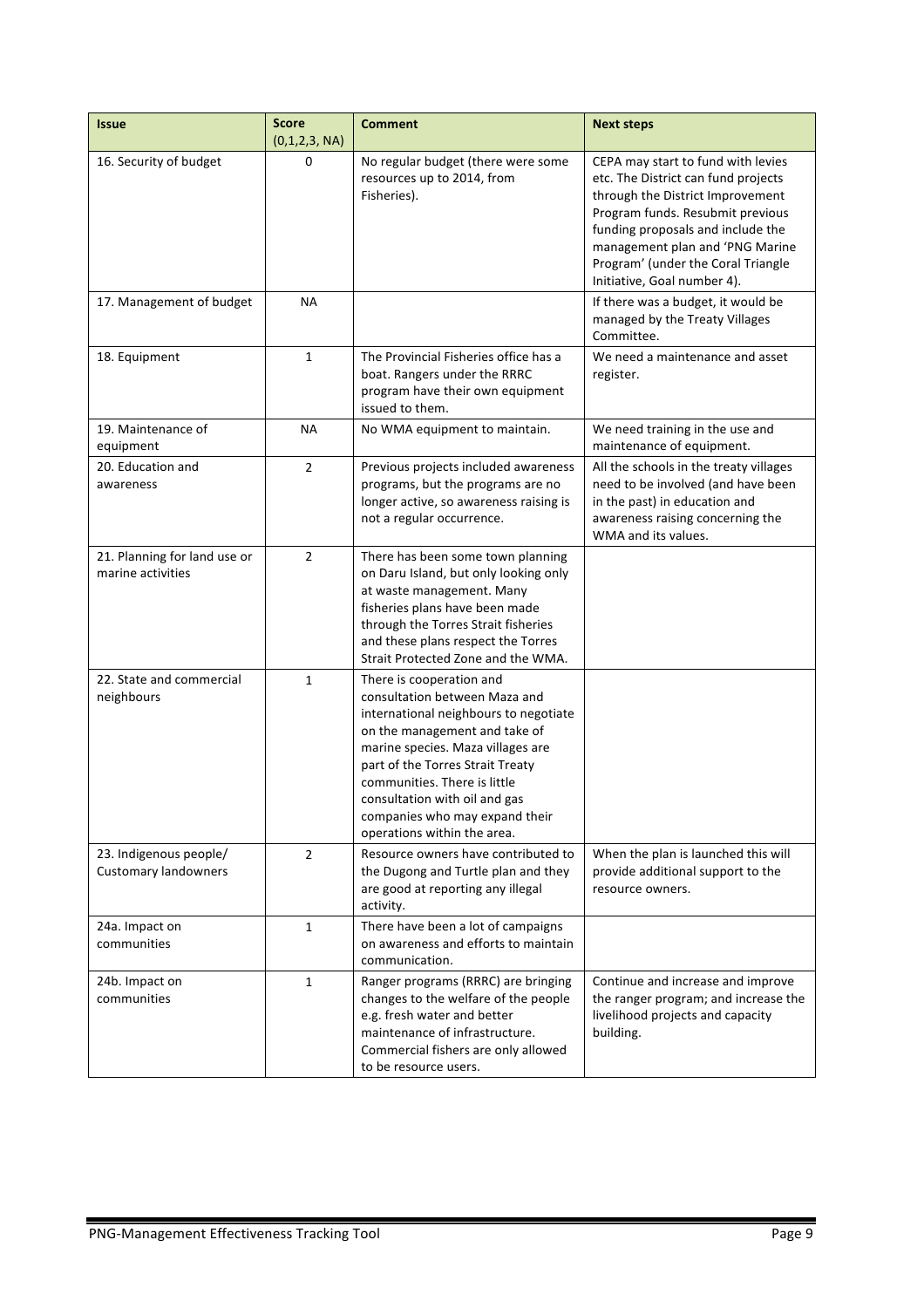| Issue | Score (0,1,2,3, NA) | Comment | Next steps |
|---|---|---|---|
| 16. Security of budget | 0 | No regular budget (there were some resources up to 2014, from Fisheries). | CEPA may start to fund with levies etc. The District can fund projects through the District Improvement Program funds. Resubmit previous funding proposals and include the management plan and 'PNG Marine Program' (under the Coral Triangle Initiative, Goal number 4). |
| 17. Management of budget | NA | | If there was a budget, it would be managed by the Treaty Villages Committee. |
| 18. Equipment | 1 | The Provincial Fisheries office has a boat. Rangers under the RRRC program have their own equipment issued to them. | We need a maintenance and asset register. |
| 19. Maintenance of equipment | NA | No WMA equipment to maintain. | We need training in the use and maintenance of equipment. |
| 20. Education and awareness | 2 | Previous projects included awareness programs, but the programs are no longer active, so awareness raising is not a regular occurrence. | All the schools in the treaty villages need to be involved (and have been in the past) in education and awareness raising concerning the WMA and its values. |
| 21. Planning for land use or marine activities | 2 | There has been some town planning on Daru Island, but only looking only at waste management. Many fisheries plans have been made through the Torres Strait fisheries and these plans respect the Torres Strait Protected Zone and the WMA. | |
| 22. State and commercial neighbours | 1 | There is cooperation and consultation between Maza and international neighbours to negotiate on the management and take of marine species. Maza villages are part of the Torres Strait Treaty communities. There is little consultation with oil and gas companies who may expand their operations within the area. | |
| 23. Indigenous people/ Customary landowners | 2 | Resource owners have contributed to the Dugong and Turtle plan and they are good at reporting any illegal activity. | When the plan is launched this will provide additional support to the resource owners. |
| 24a. Impact on communities | 1 | There have been a lot of campaigns on awareness and efforts to maintain communication. | |
| 24b. Impact on communities | 1 | Ranger programs (RRRC) are bringing changes to the welfare of the people e.g. fresh water and better maintenance of infrastructure. Commercial fishers are only allowed to be resource users. | Continue and increase and improve the ranger program; and increase the livelihood projects and capacity building. |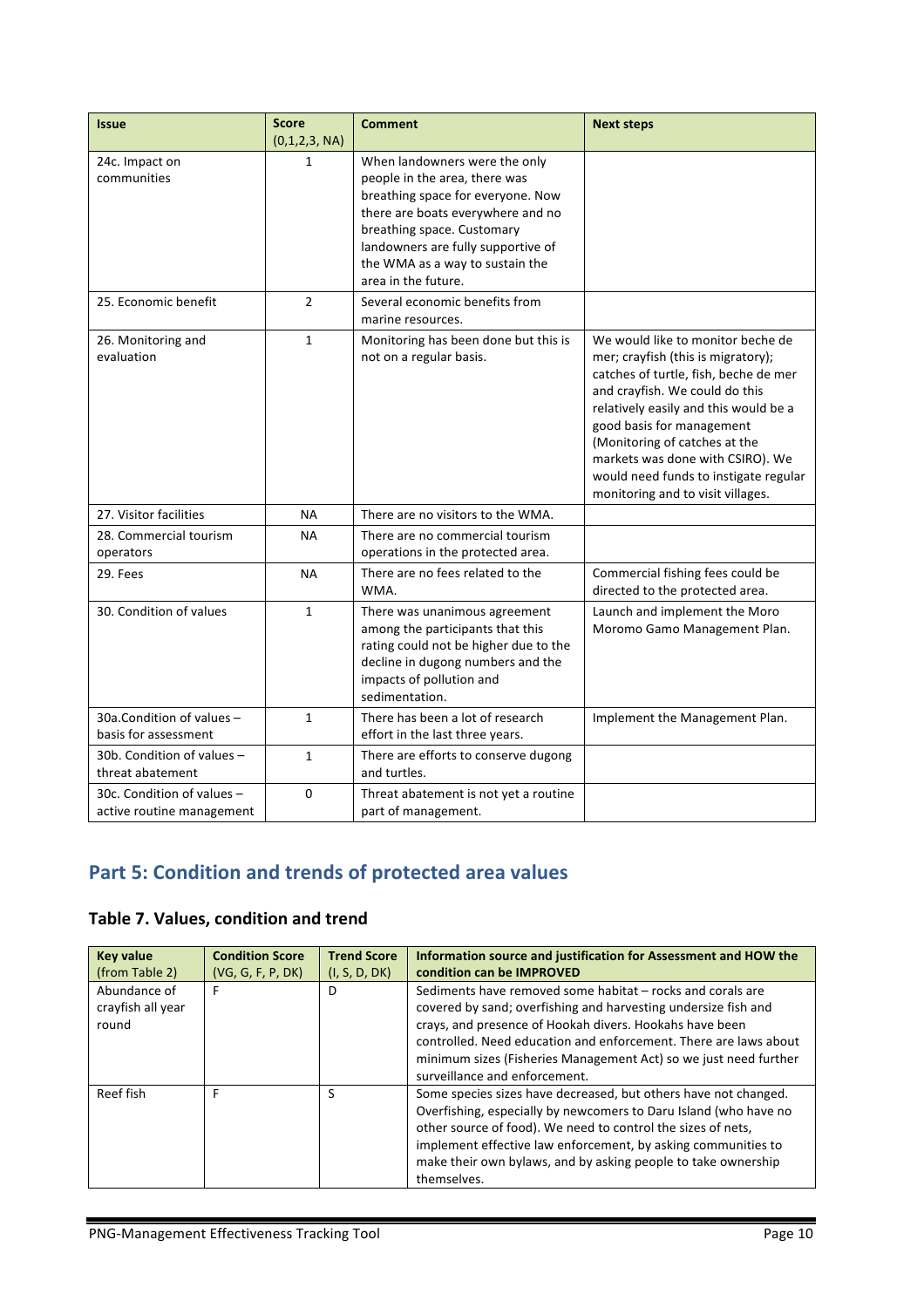| Issue | Score (0,1,2,3, NA) | Comment | Next steps |
|---|---|---|---|
| 24c. Impact on communities | 1 | When landowners were the only people in the area, there was breathing space for everyone. Now there are boats everywhere and no breathing space. Customary landowners are fully supportive of the WMA as a way to sustain the area in the future. | |
| 25. Economic benefit | 2 | Several economic benefits from marine resources. | |
| 26. Monitoring and evaluation | 1 | Monitoring has been done but this is not on a regular basis. | We would like to monitor beche de mer; crayfish (this is migratory); catches of turtle, fish, beche de mer and crayfish. We could do this relatively easily and this would be a good basis for management (Monitoring of catches at the markets was done with CSIRO). We would need funds to instigate regular monitoring and to visit villages. |
| 27. Visitor facilities | NA | There are no visitors to the WMA. | |
| 28. Commercial tourism operators | NA | There are no commercial tourism operations in the protected area. | |
| 29. Fees | NA | There are no fees related to the WMA. | Commercial fishing fees could be directed to the protected area. |
| 30. Condition of values | 1 | There was unanimous agreement among the participants that this rating could not be higher due to the decline in dugong numbers and the impacts of pollution and sedimentation. | Launch and implement the Moro Moromo Gamo Management Plan. |
| 30a.Condition of values – basis for assessment | 1 | There has been a lot of research effort in the last three years. | Implement the Management Plan. |
| 30b. Condition of values – threat abatement | 1 | There are efforts to conserve dugong and turtles. | |
| 30c. Condition of values – active routine management | 0 | Threat abatement is not yet a routine part of management. | |

## Part 5: Condition and trends of protected area values

### Table 7. Values, condition and trend

| Key value (from Table 2) | Condition Score (VG, G, F, P, DK) | Trend Score (I, S, D, DK) | Information source and justification for Assessment and HOW the condition can be IMPROVED |
|---|---|---|---|
| Abundance of crayfish all year round | F | D | Sediments have removed some habitat – rocks and corals are covered by sand; overfishing and harvesting undersize fish and crays, and presence of Hookah divers. Hookahs have been controlled. Need education and enforcement. There are laws about minimum sizes (Fisheries Management Act) so we just need further surveillance and enforcement. |
| Reef fish | F | S | Some species sizes have decreased, but others have not changed. Overfishing, especially by newcomers to Daru Island (who have no other source of food). We need to control the sizes of nets, implement effective law enforcement, by asking communities to make their own bylaws, and by asking people to take ownership themselves. |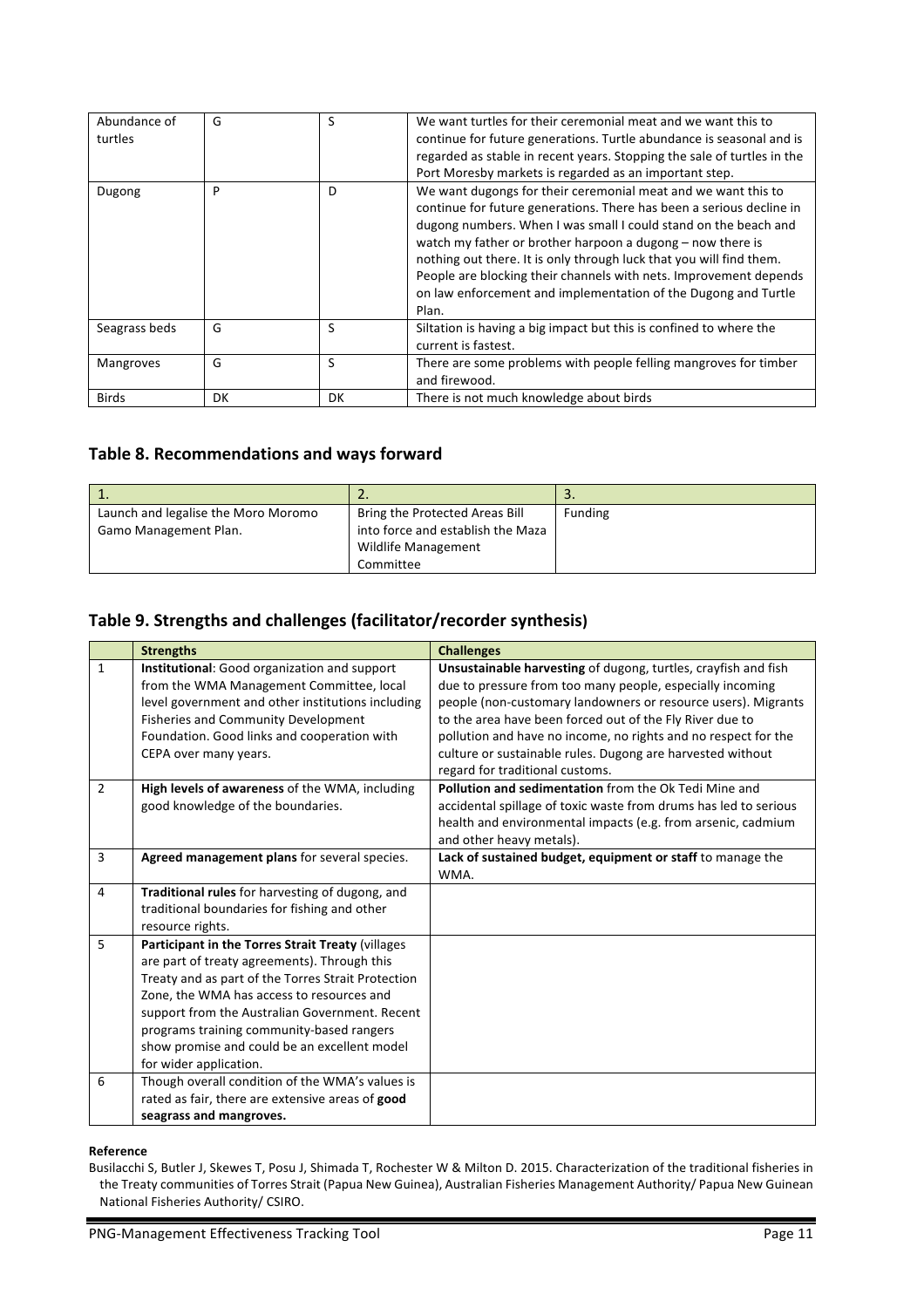| | | | |
|---|---|---|---|
| Abundance of turtles | G | S | We want turtles for their ceremonial meat and we want this to continue for future generations. Turtle abundance is seasonal and is regarded as stable in recent years. Stopping the sale of turtles in the Port Moresby markets is regarded as an important step. |
| Dugong | P | D | We want dugongs for their ceremonial meat and we want this to continue for future generations. There has been a serious decline in dugong numbers. When I was small I could stand on the beach and watch my father or brother harpoon a dugong – now there is nothing out there. It is only through luck that you will find them. People are blocking their channels with nets. Improvement depends on law enforcement and implementation of the Dugong and Turtle Plan. |
| Seagrass beds | G | S | Siltation is having a big impact but this is confined to where the current is fastest. |
| Mangroves | G | S | There are some problems with people felling mangroves for timber and firewood. |
| Birds | DK | DK | There is not much knowledge about birds |

## Table 8. Recommendations and ways forward

| 1. | 2. | 3. |
|---|---|---|
| Launch and legalise the Moro Moromo Gamo Management Plan. | Bring the Protected Areas Bill into force and establish the Maza Wildlife Management Committee | Funding |

## Table 9. Strengths and challenges (facilitator/recorder synthesis)

| | Strengths | Challenges |
|---|---|---|
| 1 | **Institutional**: Good organization and support from the WMA Management Committee, local level government and other institutions including Fisheries and Community Development Foundation. Good links and cooperation with CEPA over many years. | **Unsustainable harvesting** of dugong, turtles, crayfish and fish due to pressure from too many people, especially incoming people (non-customary landowners or resource users). Migrants to the area have been forced out of the Fly River due to pollution and have no income, no rights and no respect for the culture or sustainable rules. Dugong are harvested without regard for traditional customs. |
| 2 | **High levels of awareness** of the WMA, including good knowledge of the boundaries. | **Pollution and sedimentation** from the Ok Tedi Mine and accidental spillage of toxic waste from drums has led to serious health and environmental impacts (e.g. from arsenic, cadmium and other heavy metals). |
| 3 | **Agreed management plans** for several species. | **Lack of sustained budget, equipment or staff** to manage the WMA. |
| 4 | **Traditional rules** for harvesting of dugong, and traditional boundaries for fishing and other resource rights. | |
| 5 | **Participant in the Torres Strait Treaty** (villages are part of treaty agreements). Through this Treaty and as part of the Torres Strait Protection Zone, the WMA has access to resources and support from the Australian Government. Recent programs training community-based rangers show promise and could be an excellent model for wider application. | |
| 6 | Though overall condition of the WMA's values is rated as fair, there are extensive areas of **good seagrass and mangroves.** | |

**Reference**

Busilacchi S, Butler J, Skewes T, Posu J, Shimada T, Rochester W & Milton D. 2015. Characterization of the traditional fisheries in the Treaty communities of Torres Strait (Papua New Guinea), Australian Fisheries Management Authority/ Papua New Guinean National Fisheries Authority/ CSIRO.